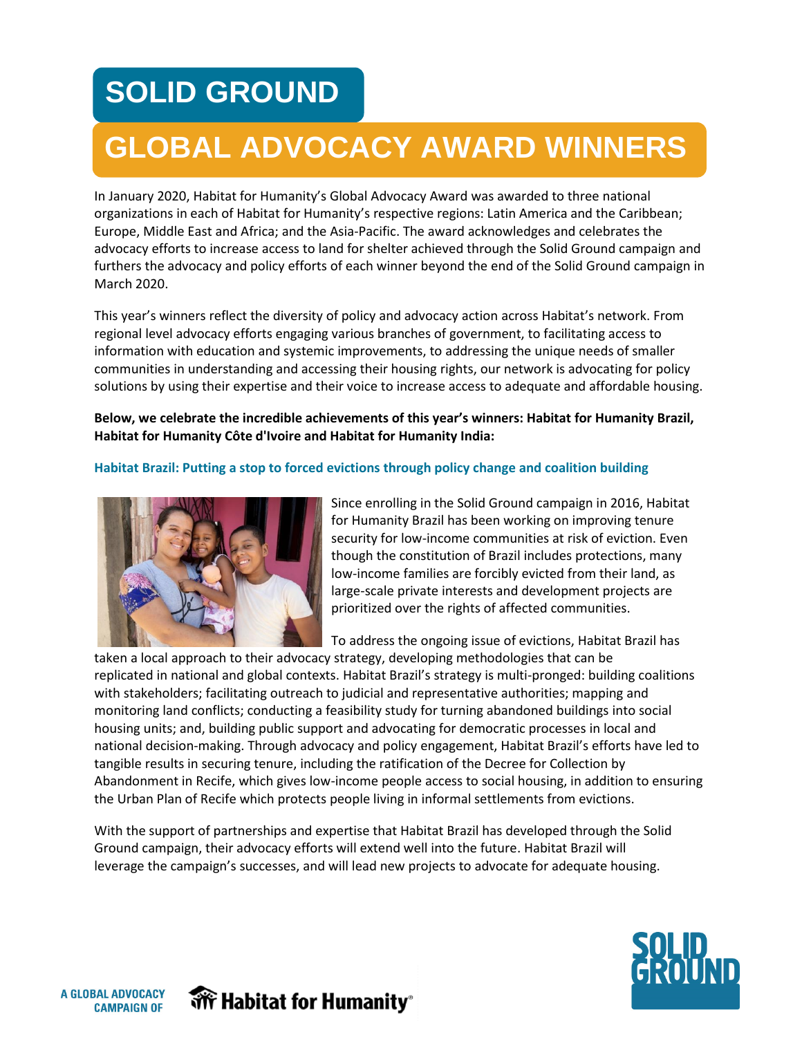# SOLID GROUND

# GLOBAL ADVOCACY AWARD WINNERS

In January 2020, Habitat for Humanity's Global Advocacy Award was awarded to three national organizations in each of Habitat for Humanity's respective regions: Latin America and the Caribbean; Europe, Middle East and Africa; and the Asia-Pacific. The award acknowledges and celebrates the advocacy efforts to increase access to land for shelter achieved through the Solid Ground campaign and furthers the advocacy and policy efforts of each winner beyond the end of the Solid Ground campaign in March 2020.

This year's winners reflect the diversity of policy and advocacy action across Habitat's network. From regional level advocacy efforts engaging various branches of government, to facilitating access to information with education and systemic improvements, to addressing the unique needs of smaller communities in understanding and accessing their housing rights, our network is advocating for policy solutions by using their expertise and their voice to increase access to adequate and affordable housing.

**Below, we celebrate the incredible achievements of this year's winners: Habitat for Humanity Brazil, Habitat for Humanity Côte d'Ivoire and Habitat for Humanity India:**

### Habitat Brazil: Putting a stop to forced evictions through policy change and coalition building

Since enrolling in the Solid Ground campaign in 2016, Habitat for Humanity Brazil has been working on improving tenure security for low-income communities at risk of eviction. Even though the constitution of Brazil includes protections, many low-income families are forcibly evicted from their land, as large-scale private interests and development projects are prioritized over the rights of affected communities.

To address the ongoing issue of evictions, Habitat Brazil has taken a local approach to their advocacy strategy, developing methodologies that can be replicated in national and global contexts. Habitat Brazil's strategy is multi-pronged: building coalitions with stakeholders; facilitating outreach to judicial and representative authorities; mapping and monitoring land conflicts; conducting a feasibility study for turning abandoned buildings into social housing units; and, building public support and advocating for democratic processes in local and national decision-making. Through advocacy and policy engagement, Habitat Brazil's efforts have led to tangible results in securing tenure, including the ratification of the Decree for Collection by Abandonment in Recife, which gives low-income people access to social housing, in addition to ensuring the Urban Plan of Recife which protects people living in informal settlements from evictions.

With the support of partnerships and expertise that Habitat Brazil has developed through the Solid Ground campaign, their advocacy efforts will extend well into the future. Habitat Brazil will leverage the campaign's successes, and will lead new projects to advocate for adequate housing.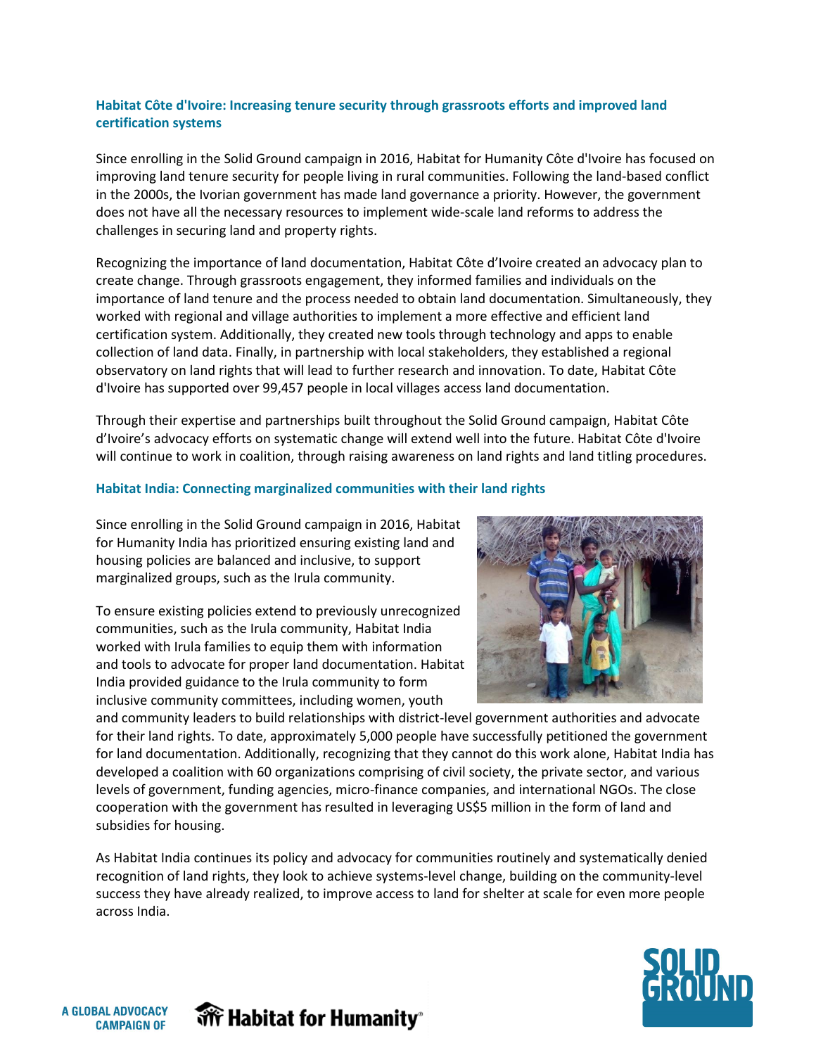### Habitat Côte d'Ivoire: Increasing tenure security through grassroots efforts and improved land certification systems

Since enrolling in the Solid Ground campaign in 2016, Habitat for Humanity Côte d'Ivoire has focused on improving land tenure security for people living in rural communities. Following the land-based conflict in the 2000s, the Ivorian government has made land governance a priority. However, the government does not have all the necessary resources to implement wide-scale land reforms to address the challenges in securing land and property rights.

Recognizing the importance of land documentation, Habitat Côte d'Ivoire created an advocacy plan to create change. Through grassroots engagement, they informed families and individuals on the importance of land tenure and the process needed to obtain land documentation. Simultaneously, they worked with regional and village authorities to implement a more effective and efficient land certification system. Additionally, they created new tools through technology and apps to enable collection of land data. Finally, in partnership with local stakeholders, they established a regional observatory on land rights that will lead to further research and innovation. To date, Habitat Côte d'Ivoire has supported over 99,457 people in local villages access land documentation.

Through their expertise and partnerships built throughout the Solid Ground campaign, Habitat Côte d'Ivoire's advocacy efforts on systematic change will extend well into the future. Habitat Côte d'Ivoire will continue to work in coalition, through raising awareness on land rights and land titling procedures.

### Habitat India: Connecting marginalized communities with their land rights

Since enrolling in the Solid Ground campaign in 2016, Habitat for Humanity India has prioritized ensuring existing land and housing policies are balanced and inclusive, to support marginalized groups, such as the Irula community.

To ensure existing policies extend to previously unrecognized communities, such as the Irula community, Habitat India worked with Irula families to equip them with information and tools to advocate for proper land documentation. Habitat India provided guidance to the Irula community to form inclusive community committees, including women, youth and community leaders to build relationships with district-level government authorities and advocate for their land rights. To date, approximately 5,000 people have successfully petitioned the government for land documentation. Additionally, recognizing that they cannot do this work alone, Habitat India has developed a coalition with 60 organizations comprising of civil society, the private sector, and various levels of government, funding agencies, micro-finance companies, and international NGOs. The close cooperation with the government has resulted in leveraging US$5 million in the form of land and subsidies for housing.

As Habitat India continues its policy and advocacy for communities routinely and systematically denied recognition of land rights, they look to achieve systems-level change, building on the community-level success they have already realized, to improve access to land for shelter at scale for even more people across India.